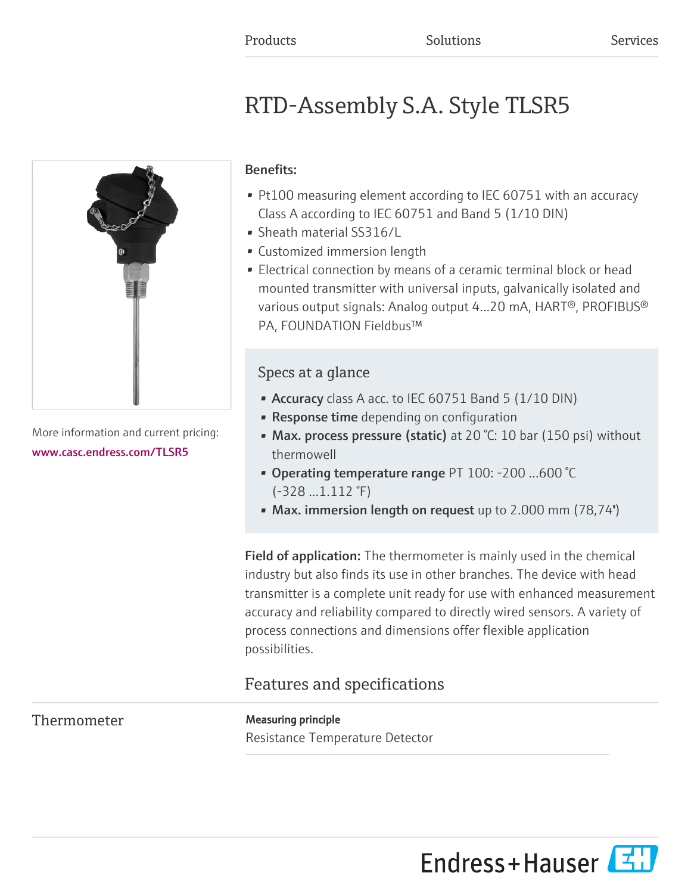Products Solutions Services

# RTD-Assembly S.A. Style TLSR5

More information and current pricing:
www.casc.endress.com/TLSR5

**Benefits:**

- Pt100 measuring element according to IEC 60751 with an accuracy Class A according to IEC 60751 and Band 5 (1/10 DIN)
- Sheath material SS316/L
- Customized immersion length
- Electrical connection by means of a ceramic terminal block or head mounted transmitter with universal inputs, galvanically isolated and various output signals: Analog output 4...20 mA, HART®, PROFIBUS® PA, FOUNDATION Fieldbus™

## Specs at a glance

- **Accuracy** class A acc. to IEC 60751 Band 5 (1/10 DIN)
- **Response time** depending on configuration
- **Max. process pressure (static)** at 20 °C: 10 bar (150 psi) without thermowell
- **Operating temperature range** PT 100: -200 ...600 °C (-328 ...1.112 °F)
- **Max. immersion length on request** up to 2.000 mm (78,74")

**Field of application:** The thermometer is mainly used in the chemical industry but also finds its use in other branches. The device with head transmitter is a complete unit ready for use with enhanced measurement accuracy and reliability compared to directly wired sensors. A variety of process connections and dimensions offer flexible application possibilities.

## Features and specifications

### Thermometer

**Measuring principle**

Resistance Temperature Detector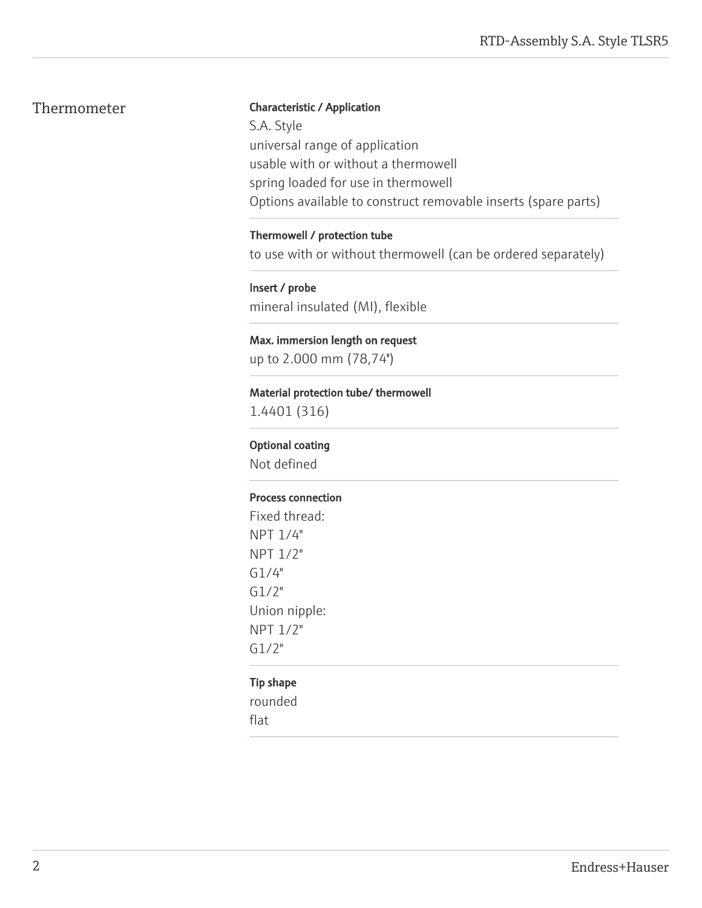## Thermometer

**Characteristic / Application**

S.A. Style
universal range of application
usable with or without a thermowell
spring loaded for use in thermowell
Options available to construct removable inserts (spare parts)

**Thermowell / protection tube**

to use with or without thermowell (can be ordered separately)

**Insert / probe**

mineral insulated (MI), flexible

**Max. immersion length on request**

up to 2.000 mm (78,74")

**Material protection tube/ thermowell**

1.4401 (316)

**Optional coating**

Not defined

**Process connection**

Fixed thread:
NPT 1/4"
NPT 1/2"
G1/4"
G1/2"
Union nipple:
NPT 1/2"
G1/2"

**Tip shape**

rounded
flat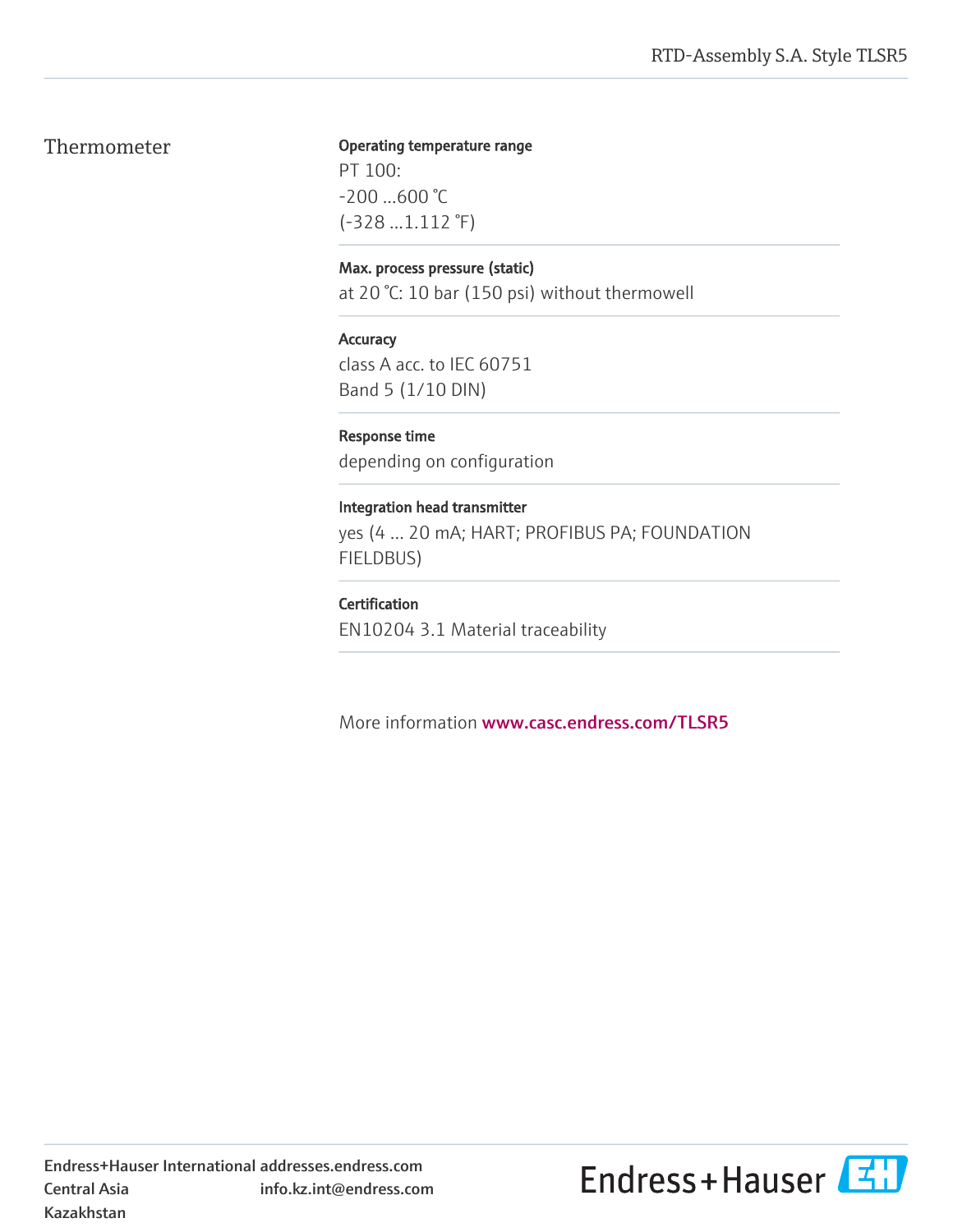## Thermometer

**Operating temperature range**

PT 100:
-200 ...600 °C
(-328 ...1.112 °F)

**Max. process pressure (static)**

at 20 °C: 10 bar (150 psi) without thermowell

**Accuracy**

class A acc. to IEC 60751
Band 5 (1/10 DIN)

**Response time**

depending on configuration

**Integration head transmitter**

yes (4 ... 20 mA; HART; PROFIBUS PA; FOUNDATION FIELDBUS)

**Certification**

EN10204 3.1 Material traceability

More information **www.casc.endress.com/TLSR5**

Endress+Hauser International addresses.endress.com
Central Asia info.kz.int@endress.com
Kazakhstan